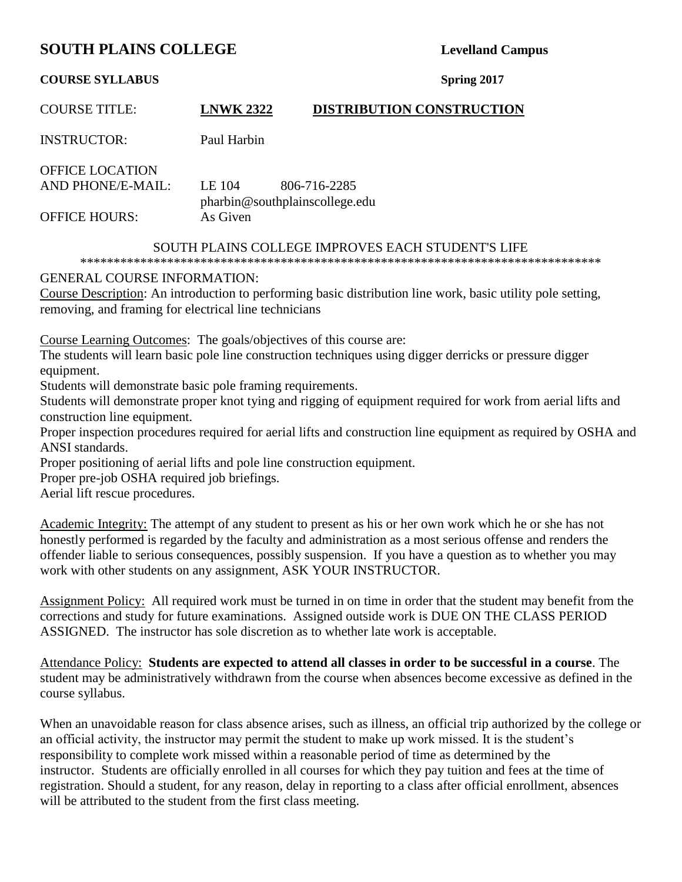# SOUTH PLAINS COLLEGE

**Levelland Campus**

**COURSE SYLLABUS**

**Spring 2017**

COURSE TITLE: **<u>LNWK 2322</u>** **<u>DISTRIBUTION CONSTRUCTION</u>**

INSTRUCTOR: Paul Harbin

OFFICE LOCATION AND PHONE/E-MAIL: LE 104 806-716-2285 pharbin@southplainscollege.edu

OFFICE HOURS: As Given

SOUTH PLAINS COLLEGE IMPROVES EACH STUDENT'S LIFE

*******************************************************************************

GENERAL COURSE INFORMATION:

<u>Course Description</u>: An introduction to performing basic distribution line work, basic utility pole setting, removing, and framing for electrical line technicians

<u>Course Learning Outcomes</u>: The goals/objectives of this course are:

The students will learn basic pole line construction techniques using digger derricks or pressure digger equipment.

Students will demonstrate basic pole framing requirements.

Students will demonstrate proper knot tying and rigging of equipment required for work from aerial lifts and construction line equipment.

Proper inspection procedures required for aerial lifts and construction line equipment as required by OSHA and ANSI standards.

Proper positioning of aerial lifts and pole line construction equipment.

Proper pre-job OSHA required job briefings.

Aerial lift rescue procedures.

<u>Academic Integrity:</u> The attempt of any student to present as his or her own work which he or she has not honestly performed is regarded by the faculty and administration as a most serious offense and renders the offender liable to serious consequences, possibly suspension. If you have a question as to whether you may work with other students on any assignment, ASK YOUR INSTRUCTOR.

<u>Assignment Policy:</u> All required work must be turned in on time in order that the student may benefit from the corrections and study for future examinations. Assigned outside work is DUE ON THE CLASS PERIOD ASSIGNED. The instructor has sole discretion as to whether late work is acceptable.

<u>Attendance Policy:</u> **Students are expected to attend all classes in order to be successful in a course**. The student may be administratively withdrawn from the course when absences become excessive as defined in the course syllabus.

When an unavoidable reason for class absence arises, such as illness, an official trip authorized by the college or an official activity, the instructor may permit the student to make up work missed. It is the student's responsibility to complete work missed within a reasonable period of time as determined by the instructor. Students are officially enrolled in all courses for which they pay tuition and fees at the time of registration. Should a student, for any reason, delay in reporting to a class after official enrollment, absences will be attributed to the student from the first class meeting.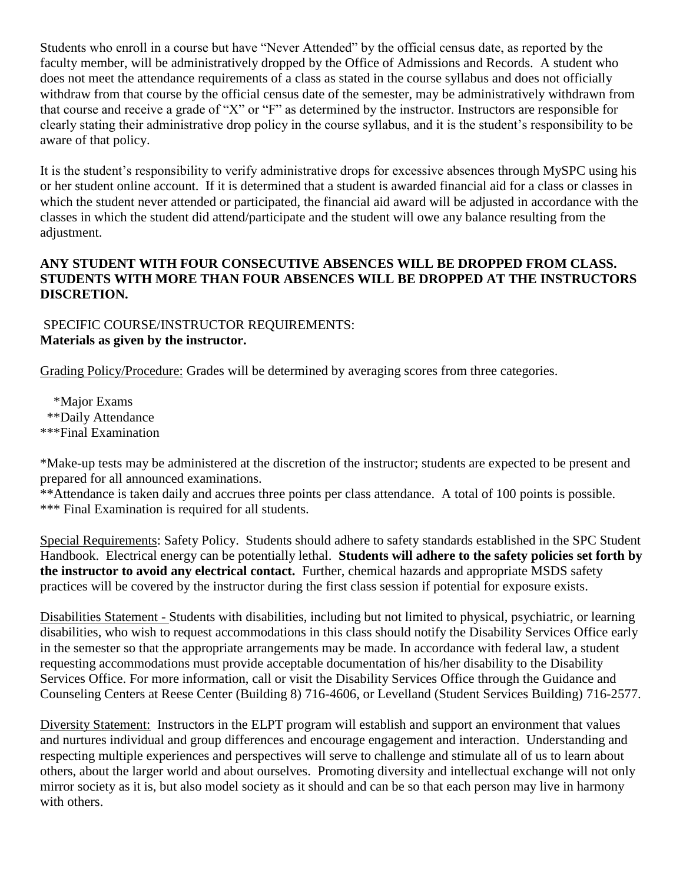Students who enroll in a course but have "Never Attended" by the official census date, as reported by the faculty member, will be administratively dropped by the Office of Admissions and Records. A student who does not meet the attendance requirements of a class as stated in the course syllabus and does not officially withdraw from that course by the official census date of the semester, may be administratively withdrawn from that course and receive a grade of "X" or "F" as determined by the instructor. Instructors are responsible for clearly stating their administrative drop policy in the course syllabus, and it is the student's responsibility to be aware of that policy.

It is the student's responsibility to verify administrative drops for excessive absences through MySPC using his or her student online account. If it is determined that a student is awarded financial aid for a class or classes in which the student never attended or participated, the financial aid award will be adjusted in accordance with the classes in which the student did attend/participate and the student will owe any balance resulting from the adjustment.

**ANY STUDENT WITH FOUR CONSECUTIVE ABSENCES WILL BE DROPPED FROM CLASS. STUDENTS WITH MORE THAN FOUR ABSENCES WILL BE DROPPED AT THE INSTRUCTORS DISCRETION.**

SPECIFIC COURSE/INSTRUCTOR REQUIREMENTS:
**Materials as given by the instructor.**

Grading Policy/Procedure: Grades will be determined by averaging scores from three categories.

*Major Exams
**Daily Attendance
***Final Examination

*Make-up tests may be administered at the discretion of the instructor; students are expected to be present and prepared for all announced examinations.
**Attendance is taken daily and accrues three points per class attendance. A total of 100 points is possible.
*** Final Examination is required for all students.

Special Requirements: Safety Policy. Students should adhere to safety standards established in the SPC Student Handbook. Electrical energy can be potentially lethal. **Students will adhere to the safety policies set forth by the instructor to avoid any electrical contact.** Further, chemical hazards and appropriate MSDS safety practices will be covered by the instructor during the first class session if potential for exposure exists.

Disabilities Statement - Students with disabilities, including but not limited to physical, psychiatric, or learning disabilities, who wish to request accommodations in this class should notify the Disability Services Office early in the semester so that the appropriate arrangements may be made. In accordance with federal law, a student requesting accommodations must provide acceptable documentation of his/her disability to the Disability Services Office. For more information, call or visit the Disability Services Office through the Guidance and Counseling Centers at Reese Center (Building 8) 716-4606, or Levelland (Student Services Building) 716-2577.

Diversity Statement: Instructors in the ELPT program will establish and support an environment that values and nurtures individual and group differences and encourage engagement and interaction. Understanding and respecting multiple experiences and perspectives will serve to challenge and stimulate all of us to learn about others, about the larger world and about ourselves. Promoting diversity and intellectual exchange will not only mirror society as it is, but also model society as it should and can be so that each person may live in harmony with others.